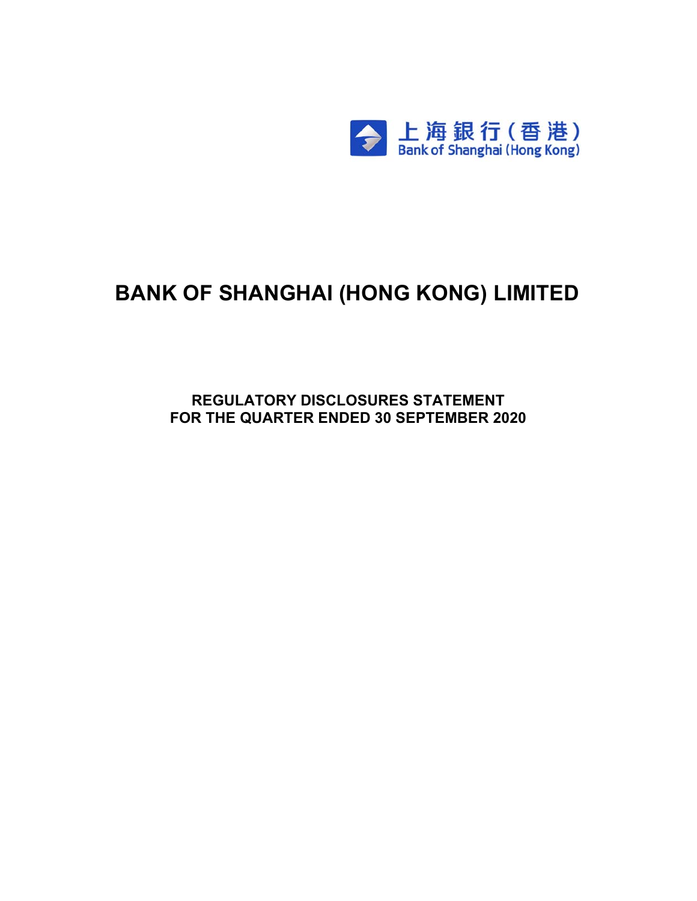上海銀行(香港)
Bank of Shanghai (Hong Kong)

# BANK OF SHANGHAI (HONG KONG) LIMITED

## REGULATORY DISCLOSURES STATEMENT
## FOR THE QUARTER ENDED 30 SEPTEMBER 2020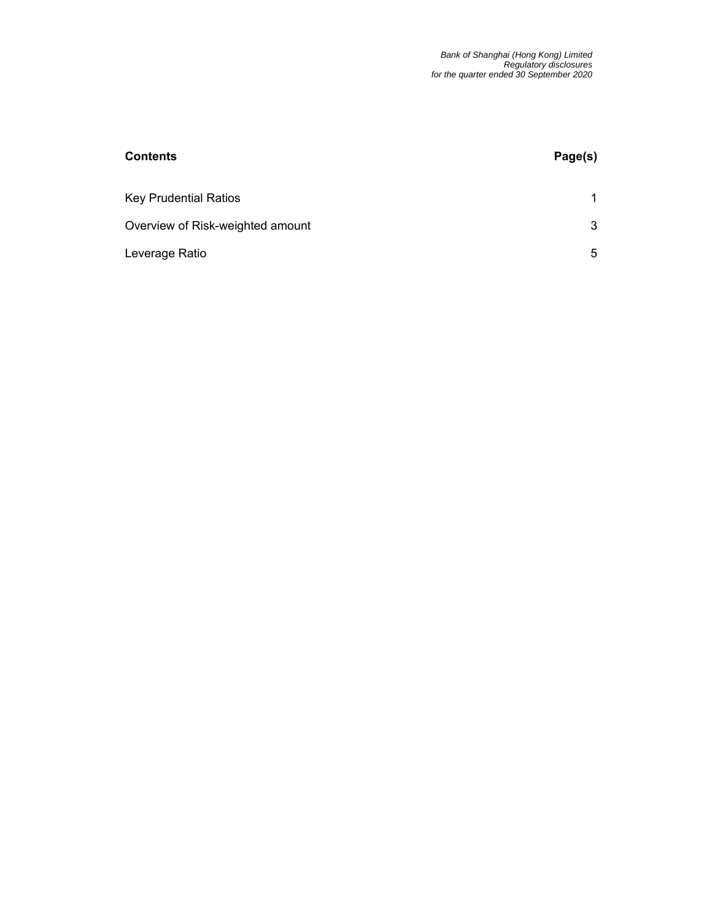| **Contents** | **Page(s)** |
| --- | --- |
| Key Prudential Ratios | 1 |
| Overview of Risk-weighted amount | 3 |
| Leverage Ratio | 5 |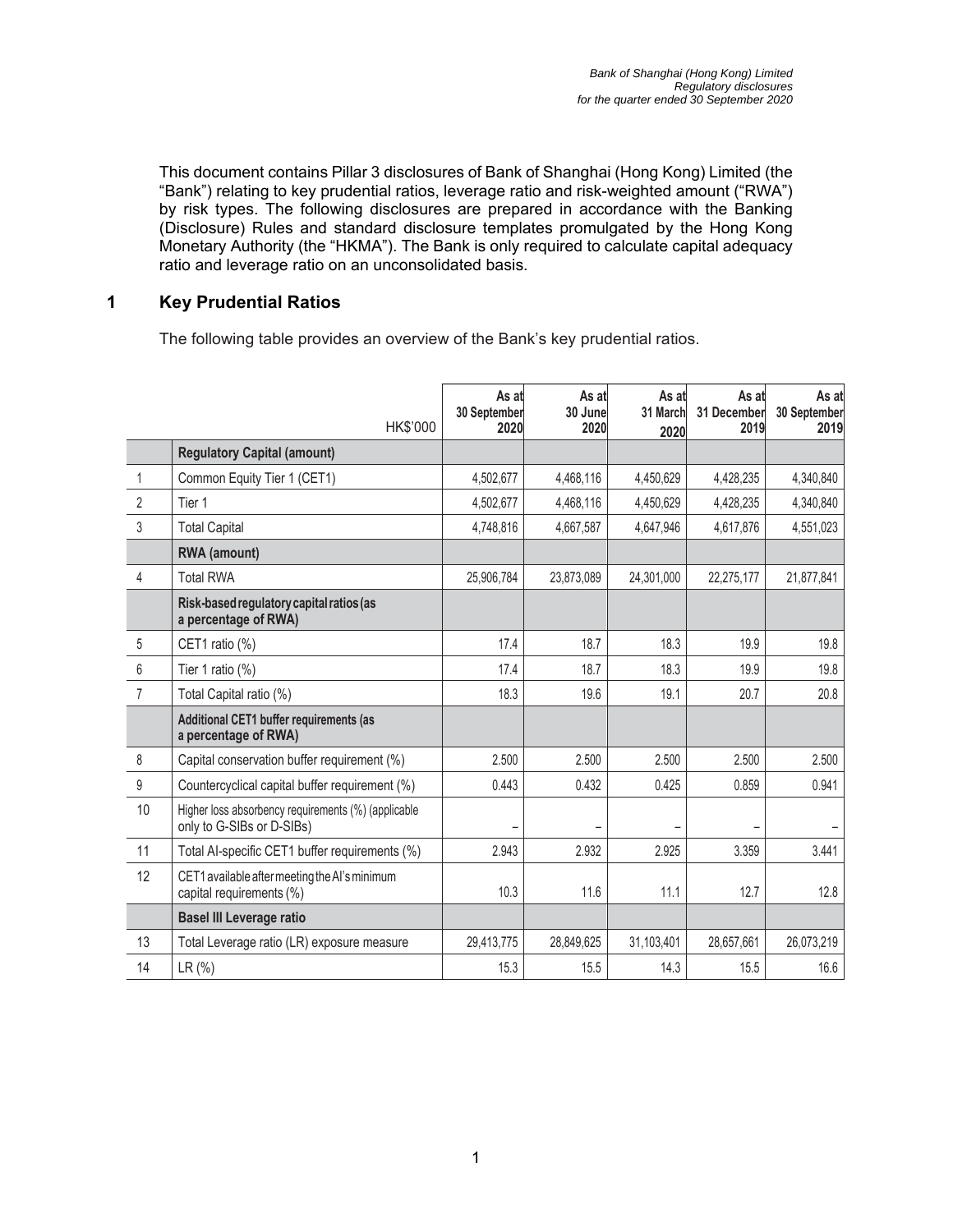This document contains Pillar 3 disclosures of Bank of Shanghai (Hong Kong) Limited (the "Bank") relating to key prudential ratios, leverage ratio and risk-weighted amount ("RWA") by risk types. The following disclosures are prepared in accordance with the Banking (Disclosure) Rules and standard disclosure templates promulgated by the Hong Kong Monetary Authority (the "HKMA"). The Bank is only required to calculate capital adequacy ratio and leverage ratio on an unconsolidated basis.

## 1 Key Prudential Ratios

The following table provides an overview of the Bank's key prudential ratios.

| | HK$'000 | As at 30 September 2020 | As at 30 June 2020 | As at 31 March 2020 | As at 31 December 2019 | As at 30 September 2019 |
|---|---|---|---|---|---|---|
| | **Regulatory Capital (amount)** | | | | | |
| 1 | Common Equity Tier 1 (CET1) | 4,502,677 | 4,468,116 | 4,450,629 | 4,428,235 | 4,340,840 |
| 2 | Tier 1 | 4,502,677 | 4,468,116 | 4,450,629 | 4,428,235 | 4,340,840 |
| 3 | Total Capital | 4,748,816 | 4,667,587 | 4,647,946 | 4,617,876 | 4,551,023 |
| | **RWA (amount)** | | | | | |
| 4 | Total RWA | 25,906,784 | 23,873,089 | 24,301,000 | 22,275,177 | 21,877,841 |
| | **Risk-based regulatory capital ratios (as a percentage of RWA)** | | | | | |
| 5 | CET1 ratio (%) | 17.4 | 18.7 | 18.3 | 19.9 | 19.8 |
| 6 | Tier 1 ratio (%) | 17.4 | 18.7 | 18.3 | 19.9 | 19.8 |
| 7 | Total Capital ratio (%) | 18.3 | 19.6 | 19.1 | 20.7 | 20.8 |
| | **Additional CET1 buffer requirements (as a percentage of RWA)** | | | | | |
| 8 | Capital conservation buffer requirement (%) | 2.500 | 2.500 | 2.500 | 2.500 | 2.500 |
| 9 | Countercyclical capital buffer requirement (%) | 0.443 | 0.432 | 0.425 | 0.859 | 0.941 |
| 10 | Higher loss absorbency requirements (%) (applicable only to G-SIBs or D-SIBs) | – | – | – | – | – |
| 11 | Total AI-specific CET1 buffer requirements (%) | 2.943 | 2.932 | 2.925 | 3.359 | 3.441 |
| 12 | CET1 available after meeting the AI's minimum capital requirements (%) | 10.3 | 11.6 | 11.1 | 12.7 | 12.8 |
| | **Basel III Leverage ratio** | | | | | |
| 13 | Total Leverage ratio (LR) exposure measure | 29,413,775 | 28,849,625 | 31,103,401 | 28,657,661 | 26,073,219 |
| 14 | LR (%) | 15.3 | 15.5 | 14.3 | 15.5 | 16.6 |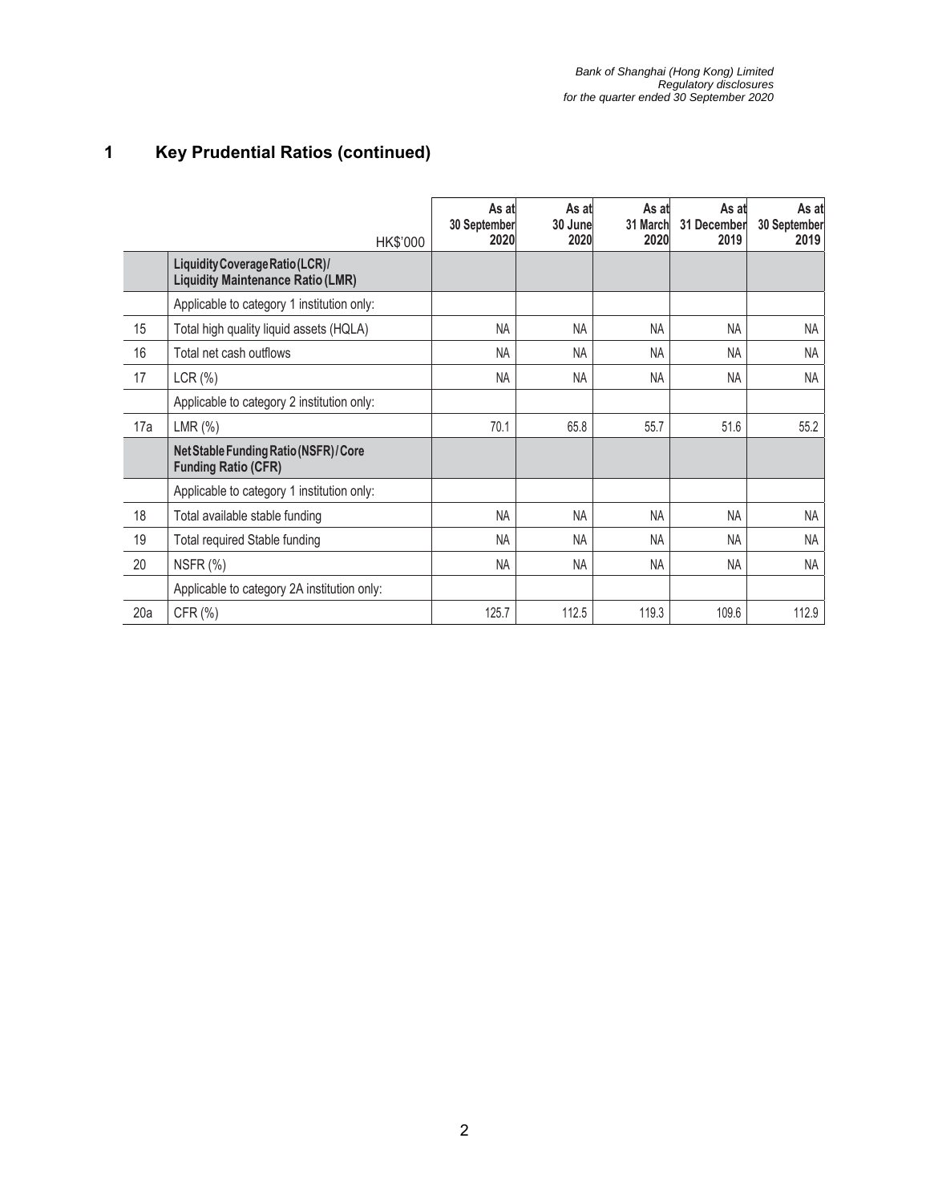# 1 Key Prudential Ratios (continued)

| | HK$'000 | As at 30 September 2020 | As at 30 June 2020 | As at 31 March 2020 | As at 31 December 2019 | As at 30 September 2019 |
|---|---|---|---|---|---|---|
| | **Liquidity Coverage Ratio (LCR) / Liquidity Maintenance Ratio (LMR)** | | | | | |
| | Applicable to category 1 institution only: | | | | | |
| 15 | Total high quality liquid assets (HQLA) | NA | NA | NA | NA | NA |
| 16 | Total net cash outflows | NA | NA | NA | NA | NA |
| 17 | LCR (%) | NA | NA | NA | NA | NA |
| | Applicable to category 2 institution only: | | | | | |
| 17a | LMR (%) | 70.1 | 65.8 | 55.7 | 51.6 | 55.2 |
| | **Net Stable Funding Ratio (NSFR) / Core Funding Ratio (CFR)** | | | | | |
| | Applicable to category 1 institution only: | | | | | |
| 18 | Total available stable funding | NA | NA | NA | NA | NA |
| 19 | Total required Stable funding | NA | NA | NA | NA | NA |
| 20 | NSFR (%) | NA | NA | NA | NA | NA |
| | Applicable to category 2A institution only: | | | | | |
| 20a | CFR (%) | 125.7 | 112.5 | 119.3 | 109.6 | 112.9 |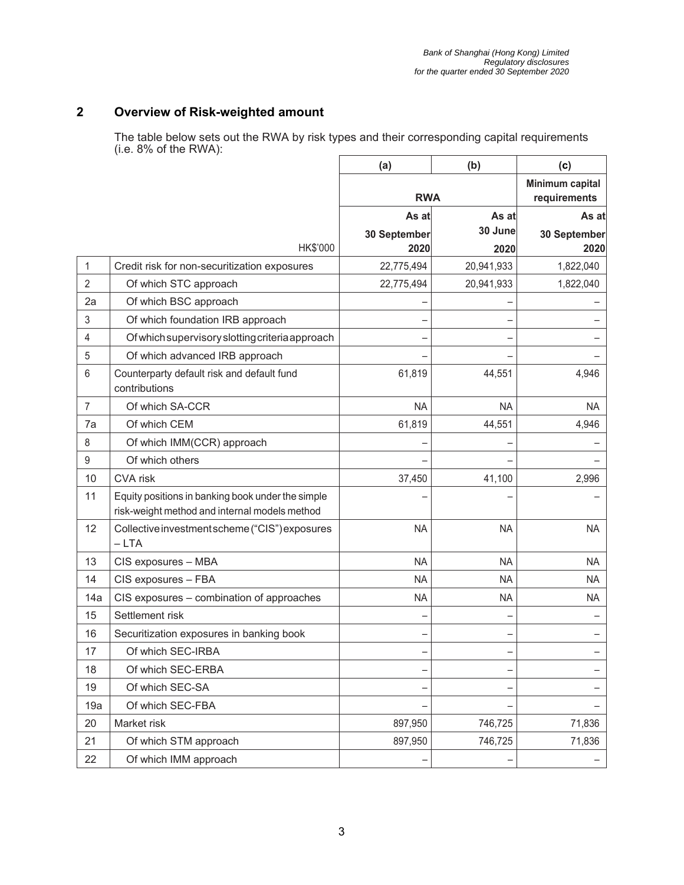## 2 Overview of Risk-weighted amount

The table below sets out the RWA by risk types and their corresponding capital requirements (i.e. 8% of the RWA):

| | | (a) | (b) | (c) |
|---|---|---|---|---|
| | | RWA | | Minimum capital requirements |
| | HK$'000 | As at 30 September 2020 | As at 30 June 2020 | As at 30 September 2020 |
| 1 | Credit risk for non-securitization exposures | 22,775,494 | 20,941,933 | 1,822,040 |
| 2 | Of which STC approach | 22,775,494 | 20,941,933 | 1,822,040 |
| 2a | Of which BSC approach | – | – | – |
| 3 | Of which foundation IRB approach | – | – | – |
| 4 | Of which supervisory slotting criteria approach | – | – | – |
| 5 | Of which advanced IRB approach | – | – | – |
| 6 | Counterparty default risk and default fund contributions | 61,819 | 44,551 | 4,946 |
| 7 | Of which SA-CCR | NA | NA | NA |
| 7a | Of which CEM | 61,819 | 44,551 | 4,946 |
| 8 | Of which IMM(CCR) approach | – | – | – |
| 9 | Of which others | – | – | – |
| 10 | CVA risk | 37,450 | 41,100 | 2,996 |
| 11 | Equity positions in banking book under the simple risk-weight method and internal models method | – | – | – |
| 12 | Collective investment scheme ("CIS") exposures – LTA | NA | NA | NA |
| 13 | CIS exposures – MBA | NA | NA | NA |
| 14 | CIS exposures – FBA | NA | NA | NA |
| 14a | CIS exposures – combination of approaches | NA | NA | NA |
| 15 | Settlement risk | – | – | – |
| 16 | Securitization exposures in banking book | – | – | – |
| 17 | Of which SEC-IRBA | – | – | – |
| 18 | Of which SEC-ERBA | – | – | – |
| 19 | Of which SEC-SA | – | – | – |
| 19a | Of which SEC-FBA | – | – | – |
| 20 | Market risk | 897,950 | 746,725 | 71,836 |
| 21 | Of which STM approach | 897,950 | 746,725 | 71,836 |
| 22 | Of which IMM approach | – | – | – |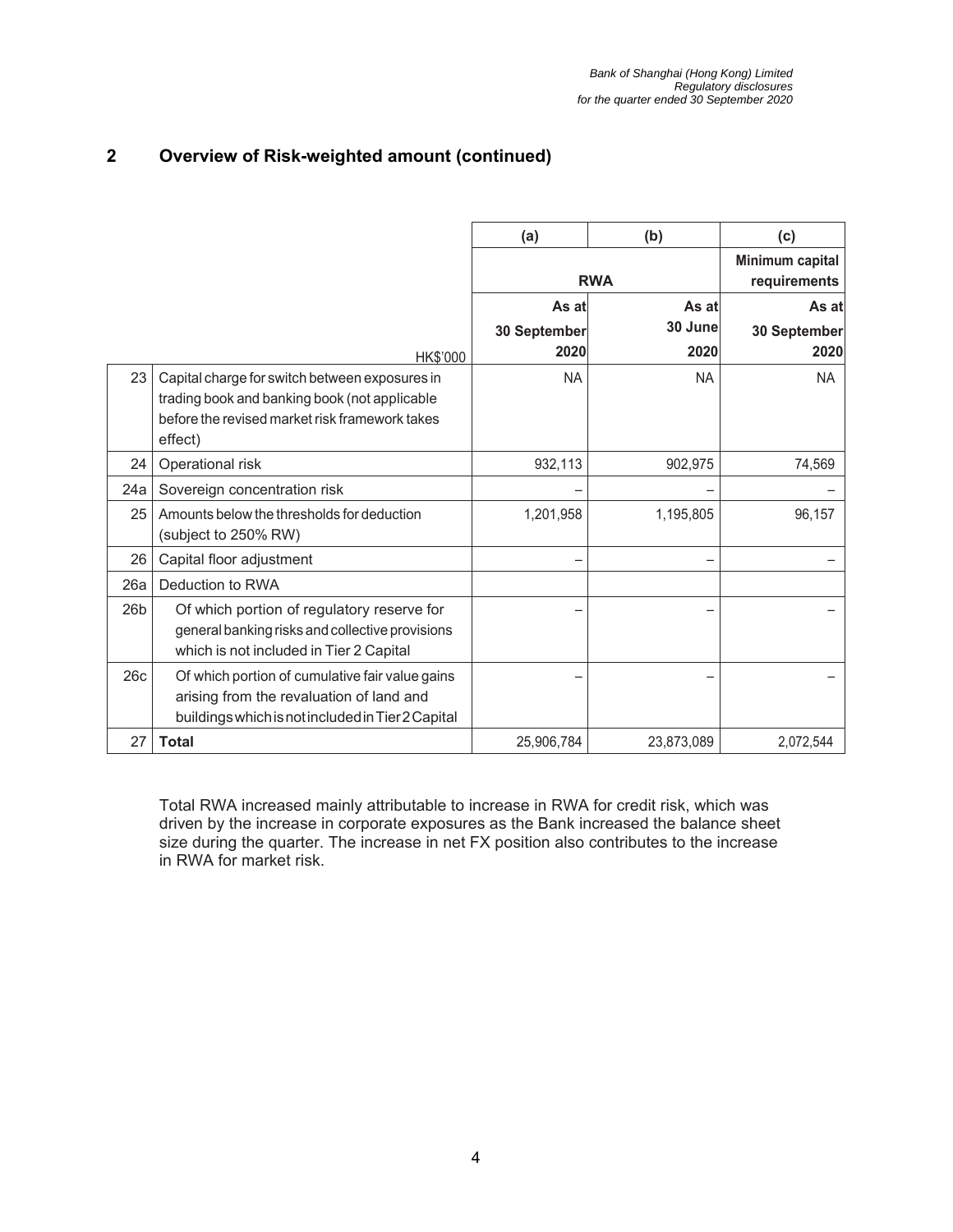## 2 Overview of Risk-weighted amount (continued)

| | | (a) | (b) | (c) |
|---|---|---|---|---|
| | | RWA | | Minimum capital requirements |
| | HK$'000 | As at 30 September 2020 | As at 30 June 2020 | As at 30 September 2020 |
| 23 | Capital charge for switch between exposures in trading book and banking book (not applicable before the revised market risk framework takes effect) | NA | NA | NA |
| 24 | Operational risk | 932,113 | 902,975 | 74,569 |
| 24a | Sovereign concentration risk | – | – | – |
| 25 | Amounts below the thresholds for deduction (subject to 250% RW) | 1,201,958 | 1,195,805 | 96,157 |
| 26 | Capital floor adjustment | – | – | – |
| 26a | Deduction to RWA | | | |
| 26b | Of which portion of regulatory reserve for general banking risks and collective provisions which is not included in Tier 2 Capital | – | – | – |
| 26c | Of which portion of cumulative fair value gains arising from the revaluation of land and buildings which is not included in Tier 2 Capital | – | – | – |
| 27 | **Total** | 25,906,784 | 23,873,089 | 2,072,544 |

Total RWA increased mainly attributable to increase in RWA for credit risk, which was driven by the increase in corporate exposures as the Bank increased the balance sheet size during the quarter. The increase in net FX position also contributes to the increase in RWA for market risk.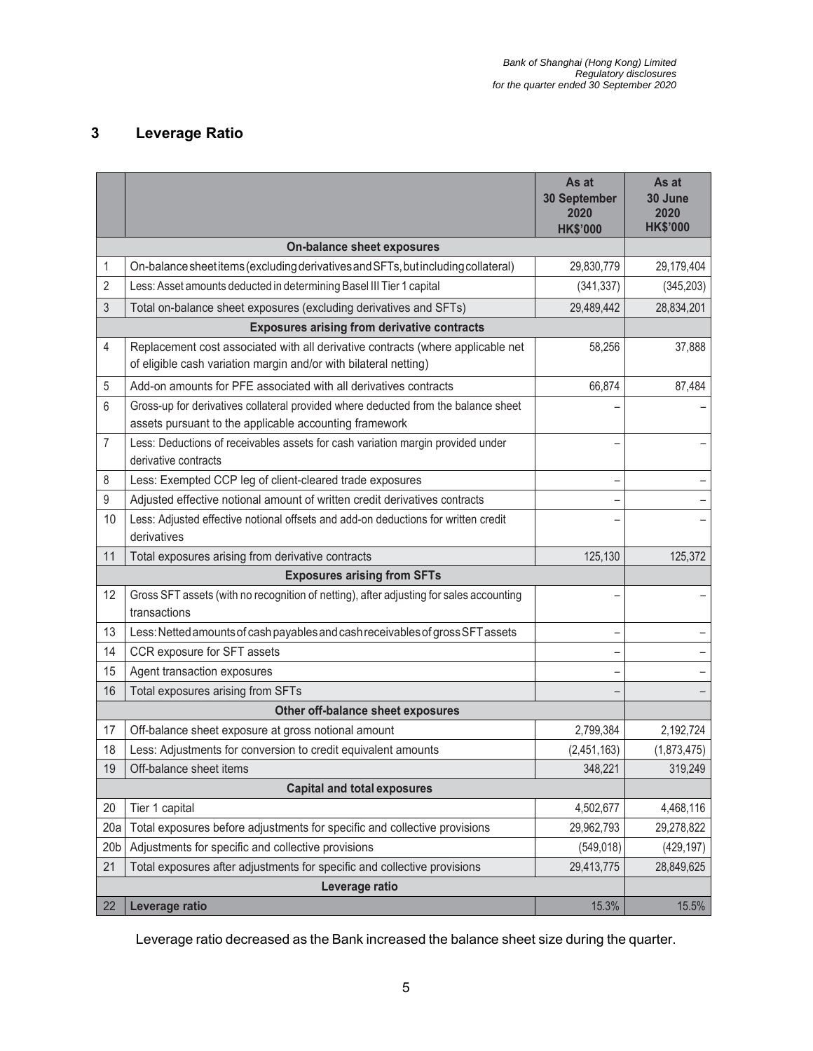## 3 Leverage Ratio

| | | As at 30 September 2020 HK$'000 | As at 30 June 2020 HK$'000 |
|---|---|---|---|
| | **On-balance sheet exposures** | | |
| 1 | On-balance sheet items (excluding derivatives and SFTs, but including collateral) | 29,830,779 | 29,179,404 |
| 2 | Less: Asset amounts deducted in determining Basel III Tier 1 capital | (341,337) | (345,203) |
| 3 | Total on-balance sheet exposures (excluding derivatives and SFTs) | 29,489,442 | 28,834,201 |
| | **Exposures arising from derivative contracts** | | |
| 4 | Replacement cost associated with all derivative contracts (where applicable net of eligible cash variation margin and/or with bilateral netting) | 58,256 | 37,888 |
| 5 | Add-on amounts for PFE associated with all derivatives contracts | 66,874 | 87,484 |
| 6 | Gross-up for derivatives collateral provided where deducted from the balance sheet assets pursuant to the applicable accounting framework | – | – |
| 7 | Less: Deductions of receivables assets for cash variation margin provided under derivative contracts | – | – |
| 8 | Less: Exempted CCP leg of client-cleared trade exposures | – | – |
| 9 | Adjusted effective notional amount of written credit derivatives contracts | – | – |
| 10 | Less: Adjusted effective notional offsets and add-on deductions for written credit derivatives | – | – |
| 11 | Total exposures arising from derivative contracts | 125,130 | 125,372 |
| | **Exposures arising from SFTs** | | |
| 12 | Gross SFT assets (with no recognition of netting), after adjusting for sales accounting transactions | – | – |
| 13 | Less: Netted amounts of cash payables and cash receivables of gross SFT assets | – | – |
| 14 | CCR exposure for SFT assets | – | – |
| 15 | Agent transaction exposures | – | – |
| 16 | Total exposures arising from SFTs | – | – |
| | **Other off-balance sheet exposures** | | |
| 17 | Off-balance sheet exposure at gross notional amount | 2,799,384 | 2,192,724 |
| 18 | Less: Adjustments for conversion to credit equivalent amounts | (2,451,163) | (1,873,475) |
| 19 | Off-balance sheet items | 348,221 | 319,249 |
| | **Capital and total exposures** | | |
| 20 | Tier 1 capital | 4,502,677 | 4,468,116 |
| 20a | Total exposures before adjustments for specific and collective provisions | 29,962,793 | 29,278,822 |
| 20b | Adjustments for specific and collective provisions | (549,018) | (429,197) |
| 21 | Total exposures after adjustments for specific and collective provisions | 29,413,775 | 28,849,625 |
| | **Leverage ratio** | | |
| 22 | **Leverage ratio** | 15.3% | 15.5% |

Leverage ratio decreased as the Bank increased the balance sheet size during the quarter.